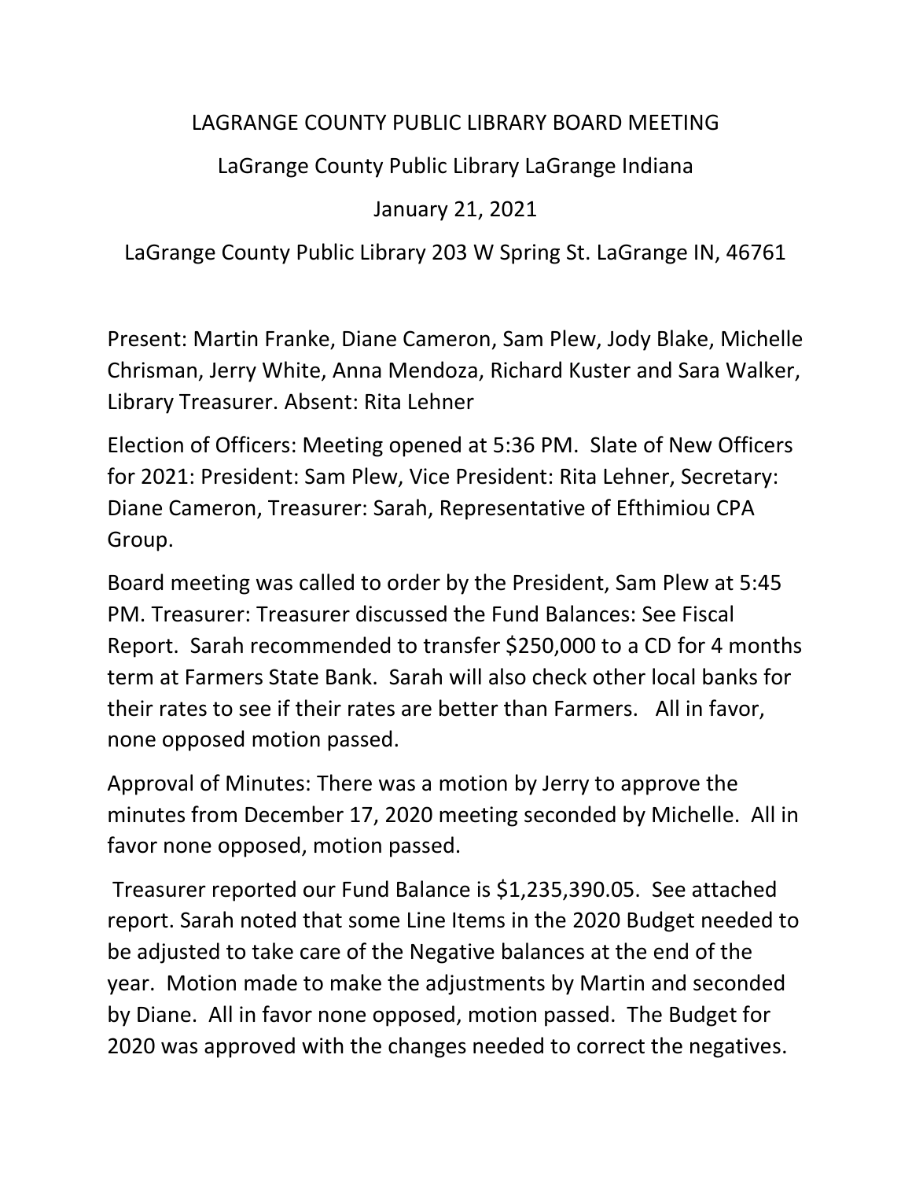# LAGRANGE COUNTY PUBLIC LIBRARY BOARD MEETING

LaGrange County Public Library LaGrange Indiana

January 21, 2021

LaGrange County Public Library 203 W Spring St. LaGrange IN, 46761

Present: Martin Franke, Diane Cameron, Sam Plew, Jody Blake, Michelle Chrisman, Jerry White, Anna Mendoza, Richard Kuster and Sara Walker, Library Treasurer. Absent: Rita Lehner

Election of Officers: Meeting opened at 5:36 PM. Slate of New Officers for 2021: President: Sam Plew, Vice President: Rita Lehner, Secretary: Diane Cameron, Treasurer: Sarah, Representative of Efthimiou CPA Group.

Board meeting was called to order by the President, Sam Plew at 5:45 PM. Treasurer: Treasurer discussed the Fund Balances: See Fiscal Report. Sarah recommended to transfer $250,000 to a CD for 4 months term at Farmers State Bank. Sarah will also check other local banks for their rates to see if their rates are better than Farmers. All in favor, none opposed motion passed.

Approval of Minutes: There was a motion by Jerry to approve the minutes from December 17, 2020 meeting seconded by Michelle. All in favor none opposed, motion passed.

Treasurer reported our Fund Balance is $1,235,390.05. See attached report. Sarah noted that some Line Items in the 2020 Budget needed to be adjusted to take care of the Negative balances at the end of the year. Motion made to make the adjustments by Martin and seconded by Diane. All in favor none opposed, motion passed. The Budget for 2020 was approved with the changes needed to correct the negatives.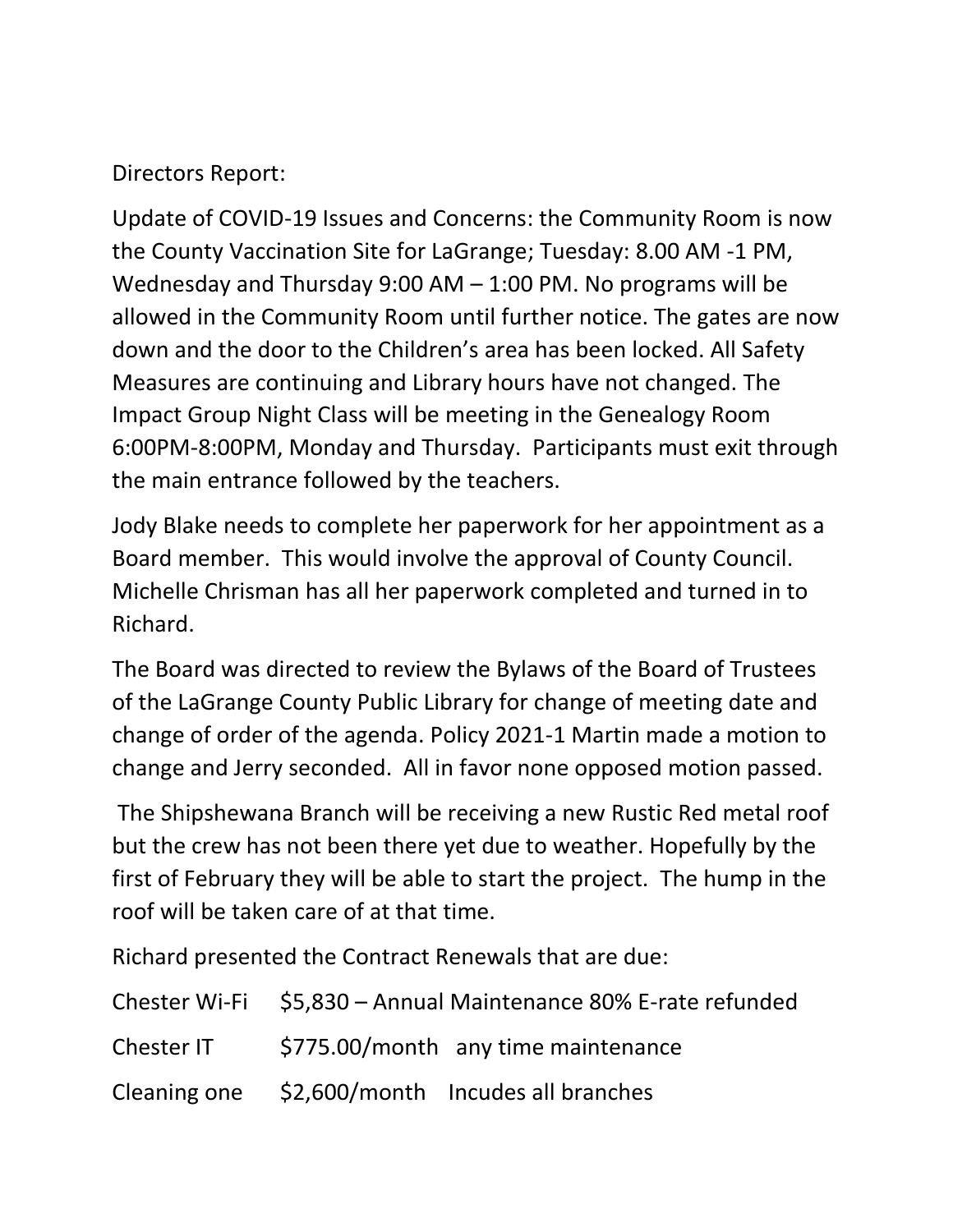Directors Report:

Update of COVID-19 Issues and Concerns: the Community Room is now the County Vaccination Site for LaGrange; Tuesday: 8.00 AM -1 PM, Wednesday and Thursday 9:00 AM – 1:00 PM. No programs will be allowed in the Community Room until further notice. The gates are now down and the door to the Children's area has been locked. All Safety Measures are continuing and Library hours have not changed. The Impact Group Night Class will be meeting in the Genealogy Room 6:00PM-8:00PM, Monday and Thursday. Participants must exit through the main entrance followed by the teachers.

Jody Blake needs to complete her paperwork for her appointment as a Board member. This would involve the approval of County Council. Michelle Chrisman has all her paperwork completed and turned in to Richard.

The Board was directed to review the Bylaws of the Board of Trustees of the LaGrange County Public Library for change of meeting date and change of order of the agenda. Policy 2021-1 Martin made a motion to change and Jerry seconded. All in favor none opposed motion passed.

The Shipshewana Branch will be receiving a new Rustic Red metal roof but the crew has not been there yet due to weather. Hopefully by the first of February they will be able to start the project. The hump in the roof will be taken care of at that time.

Richard presented the Contract Renewals that are due:

| | | |
|---|---|---|
| Chester Wi-Fi | $5,830 – Annual Maintenance 80% E-rate refunded | |
| Chester IT | $775.00/month | any time maintenance |
| Cleaning one | $2,600/month | Incudes all branches |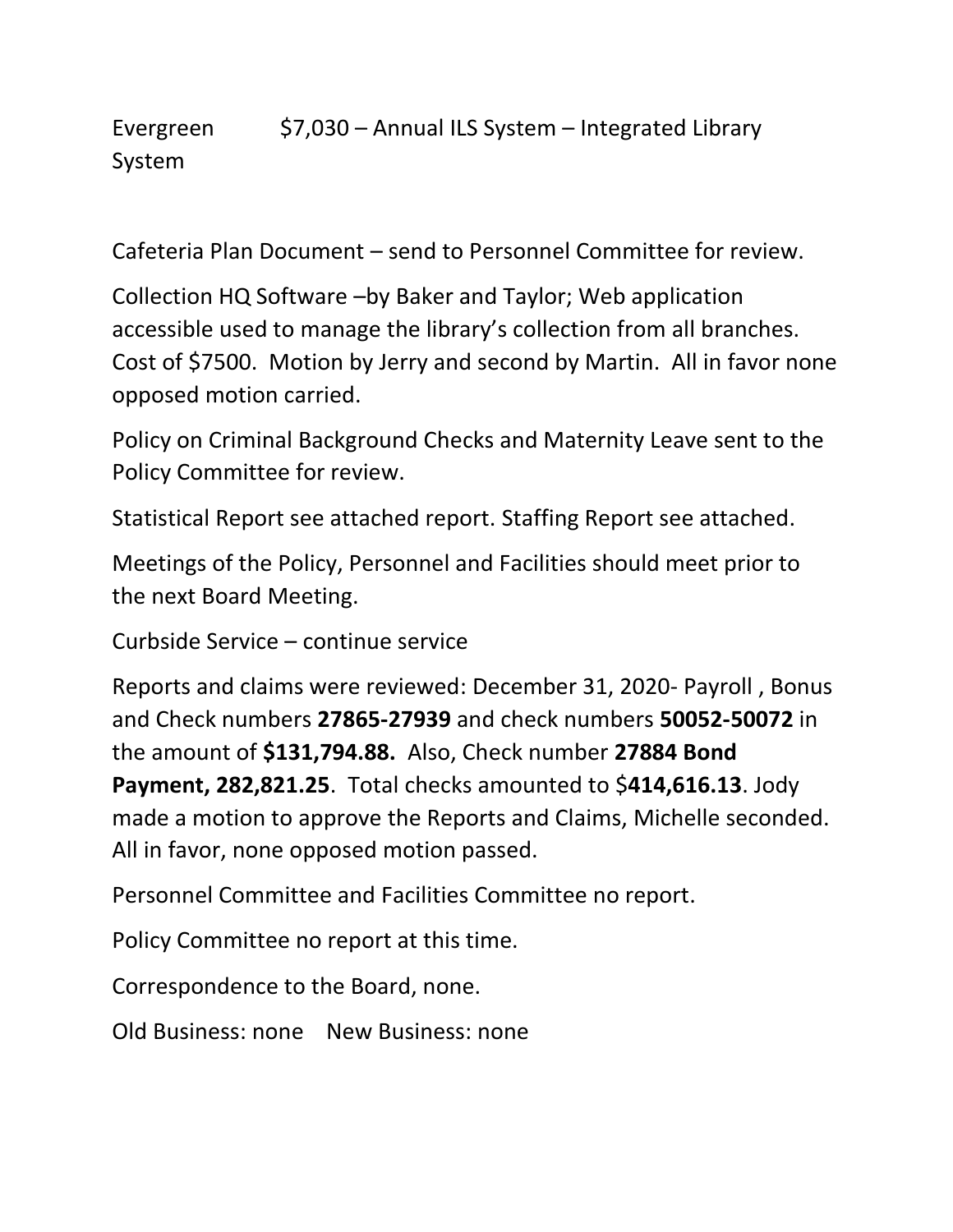Evergreen System $7,030 – Annual ILS System – Integrated Library

Cafeteria Plan Document – send to Personnel Committee for review.

Collection HQ Software –by Baker and Taylor; Web application accessible used to manage the library's collection from all branches. Cost of $7500. Motion by Jerry and second by Martin. All in favor none opposed motion carried.

Policy on Criminal Background Checks and Maternity Leave sent to the Policy Committee for review.

Statistical Report see attached report. Staffing Report see attached.

Meetings of the Policy, Personnel and Facilities should meet prior to the next Board Meeting.

Curbside Service – continue service

Reports and claims were reviewed: December 31, 2020- Payroll , Bonus and Check numbers **27865-27939** and check numbers **50052-50072** in the amount of **$131,794.88.** Also, Check number **27884 Bond Payment, 282,821.25**. Total checks amounted to $**414,616.13**. Jody made a motion to approve the Reports and Claims, Michelle seconded. All in favor, none opposed motion passed.

Personnel Committee and Facilities Committee no report.

Policy Committee no report at this time.

Correspondence to the Board, none.

Old Business: none New Business: none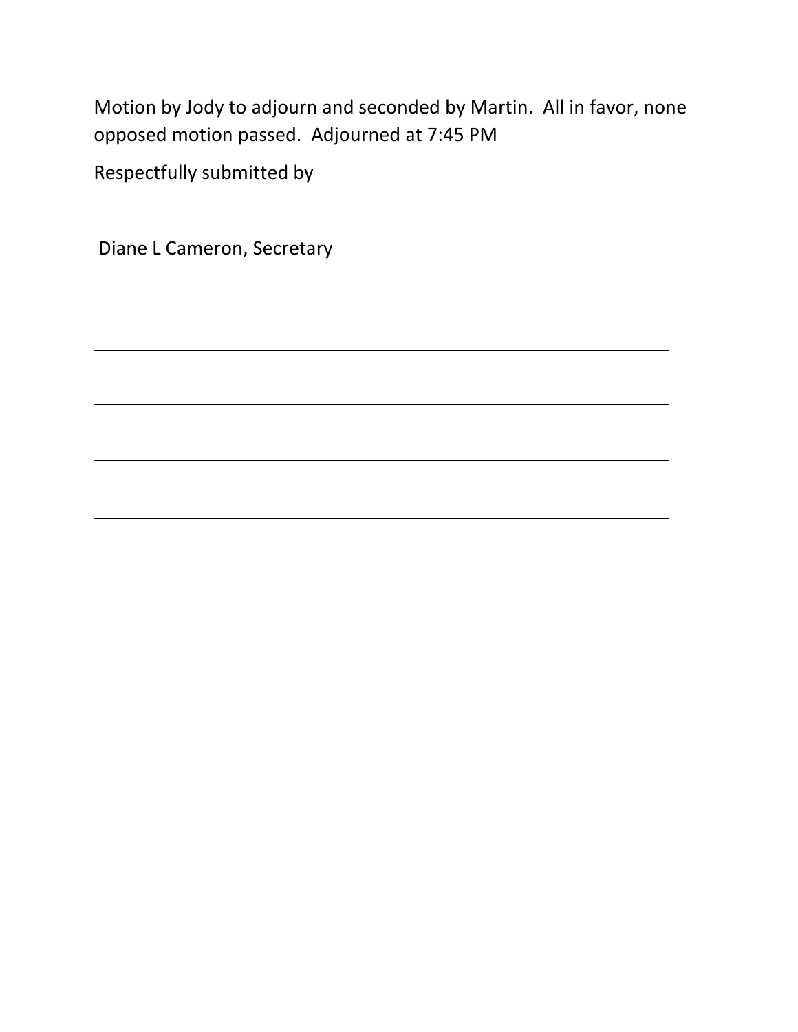Motion by Jody to adjourn and seconded by Martin. All in favor, none opposed motion passed. Adjourned at 7:45 PM

Respectfully submitted by

Diane L Cameron, Secretary

\_\_\_\_\_\_\_\_\_\_\_\_\_\_\_\_\_\_\_\_\_\_\_\_\_\_\_\_\_\_\_\_\_\_\_\_\_\_\_\_\_\_\_\_\_\_\_\_

\_\_\_\_\_\_\_\_\_\_\_\_\_\_\_\_\_\_\_\_\_\_\_\_\_\_\_\_\_\_\_\_\_\_\_\_\_\_\_\_\_\_\_\_\_\_\_\_

\_\_\_\_\_\_\_\_\_\_\_\_\_\_\_\_\_\_\_\_\_\_\_\_\_\_\_\_\_\_\_\_\_\_\_\_\_\_\_\_\_\_\_\_\_\_\_\_

\_\_\_\_\_\_\_\_\_\_\_\_\_\_\_\_\_\_\_\_\_\_\_\_\_\_\_\_\_\_\_\_\_\_\_\_\_\_\_\_\_\_\_\_\_\_\_\_

\_\_\_\_\_\_\_\_\_\_\_\_\_\_\_\_\_\_\_\_\_\_\_\_\_\_\_\_\_\_\_\_\_\_\_\_\_\_\_\_\_\_\_\_\_\_\_\_

\_\_\_\_\_\_\_\_\_\_\_\_\_\_\_\_\_\_\_\_\_\_\_\_\_\_\_\_\_\_\_\_\_\_\_\_\_\_\_\_\_\_\_\_\_\_\_\_